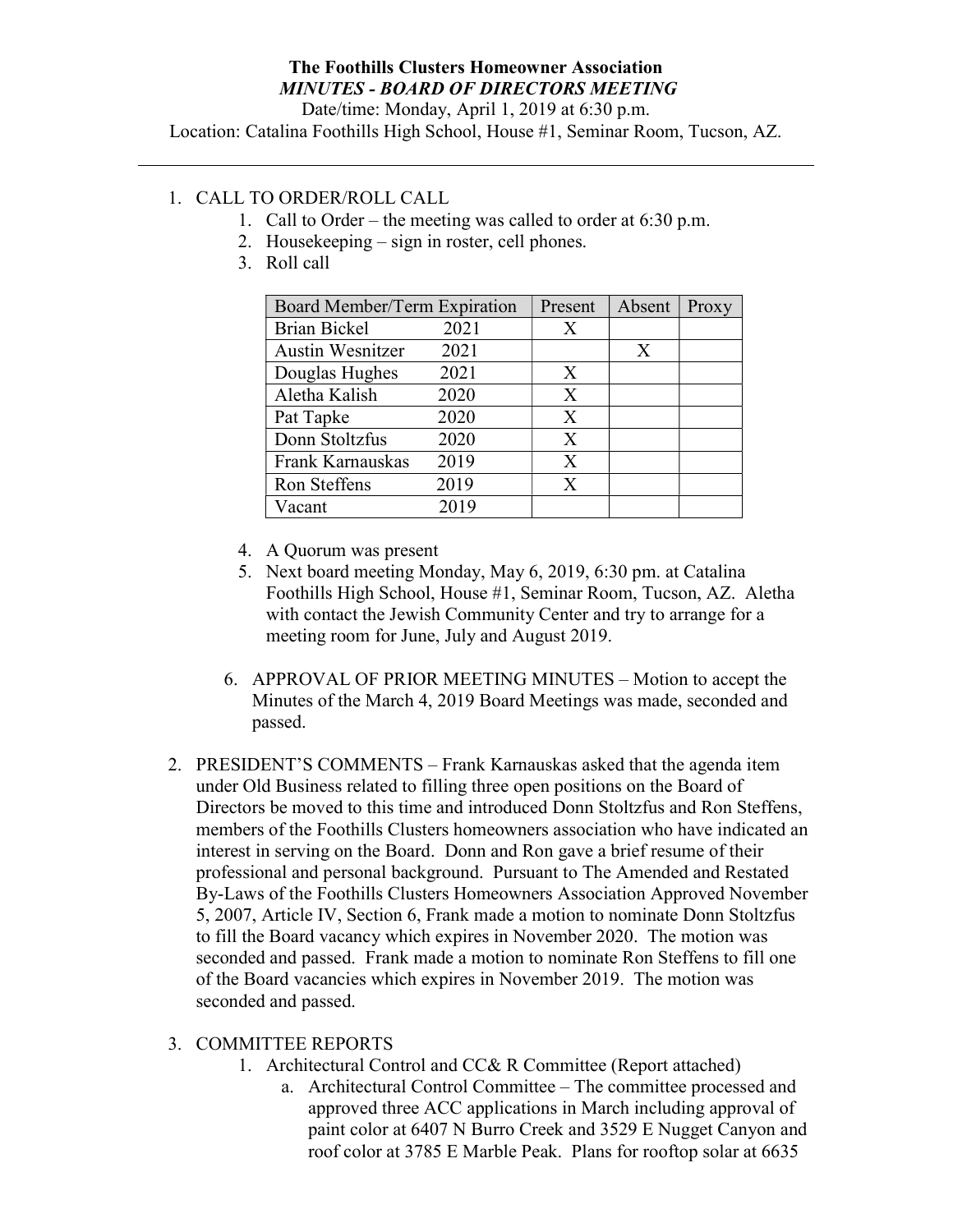**The Foothills Clusters Homeowner Association**

***MINUTES - BOARD OF DIRECTORS MEETING***

Date/time: Monday, April 1, 2019 at 6:30 p.m.

Location: Catalina Foothills High School, House #1, Seminar Room, Tucson, AZ.

---

1. CALL TO ORDER/ROLL CALL
    1. Call to Order – the meeting was called to order at 6:30 p.m.
    2. Housekeeping – sign in roster, cell phones.
    3. Roll call

| Board Member/Term Expiration | Present | Absent | Proxy |
|---|---|---|---|
| Brian Bickel 2021 | X | | |
| Austin Wesnitzer 2021 | | X | |
| Douglas Hughes 2021 | X | | |
| Aletha Kalish 2020 | X | | |
| Pat Tapke 2020 | X | | |
| Donn Stoltzfus 2020 | X | | |
| Frank Karnauskas 2019 | X | | |
| Ron Steffens 2019 | X | | |
| Vacant 2019 | | | |

    4. A Quorum was present
    5. Next board meeting Monday, May 6, 2019, 6:30 pm. at Catalina Foothills High School, House #1, Seminar Room, Tucson, AZ. Aletha with contact the Jewish Community Center and try to arrange for a meeting room for June, July and August 2019.
    6. APPROVAL OF PRIOR MEETING MINUTES – Motion to accept the Minutes of the March 4, 2019 Board Meetings was made, seconded and passed.

2. PRESIDENT'S COMMENTS – Frank Karnauskas asked that the agenda item under Old Business related to filling three open positions on the Board of Directors be moved to this time and introduced Donn Stoltzfus and Ron Steffens, members of the Foothills Clusters homeowners association who have indicated an interest in serving on the Board. Donn and Ron gave a brief resume of their professional and personal background. Pursuant to The Amended and Restated By-Laws of the Foothills Clusters Homeowners Association Approved November 5, 2007, Article IV, Section 6, Frank made a motion to nominate Donn Stoltzfus to fill the Board vacancy which expires in November 2020. The motion was seconded and passed. Frank made a motion to nominate Ron Steffens to fill one of the Board vacancies which expires in November 2019. The motion was seconded and passed.

3. COMMITTEE REPORTS
    1. Architectural Control and CC& R Committee (Report attached)
        a. Architectural Control Committee – The committee processed and approved three ACC applications in March including approval of paint color at 6407 N Burro Creek and 3529 E Nugget Canyon and roof color at 3785 E Marble Peak. Plans for rooftop solar at 6635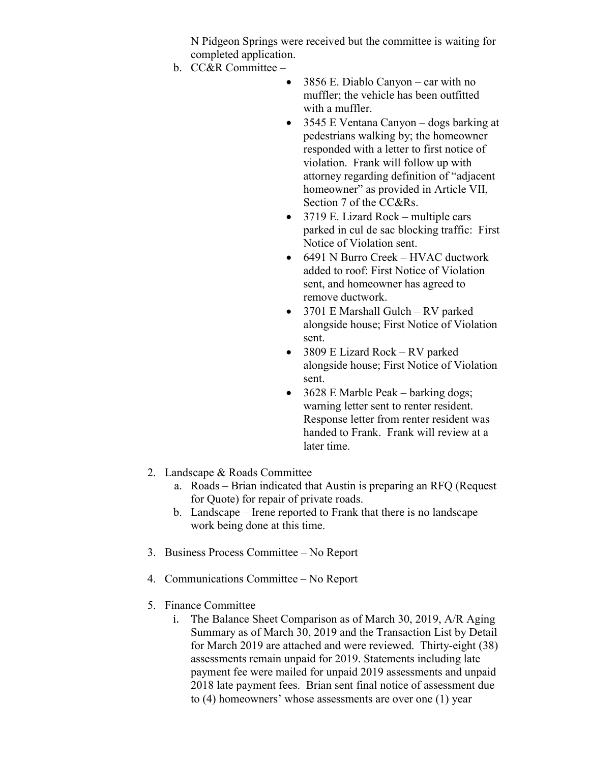N Pidgeon Springs were received but the committee is waiting for completed application.

b. CC&R Committee –

- 3856 E. Diablo Canyon – car with no muffler; the vehicle has been outfitted with a muffler.
- 3545 E Ventana Canyon – dogs barking at pedestrians walking by; the homeowner responded with a letter to first notice of violation. Frank will follow up with attorney regarding definition of "adjacent homeowner" as provided in Article VII, Section 7 of the CC&Rs.
- 3719 E. Lizard Rock – multiple cars parked in cul de sac blocking traffic: First Notice of Violation sent.
- 6491 N Burro Creek – HVAC ductwork added to roof: First Notice of Violation sent, and homeowner has agreed to remove ductwork.
- 3701 E Marshall Gulch – RV parked alongside house; First Notice of Violation sent.
- 3809 E Lizard Rock – RV parked alongside house; First Notice of Violation sent.
- 3628 E Marble Peak – barking dogs; warning letter sent to renter resident. Response letter from renter resident was handed to Frank. Frank will review at a later time.

2. Landscape & Roads Committee
   a. Roads – Brian indicated that Austin is preparing an RFQ (Request for Quote) for repair of private roads.
   b. Landscape – Irene reported to Frank that there is no landscape work being done at this time.

3. Business Process Committee – No Report

4. Communications Committee – No Report

5. Finance Committee
   i. The Balance Sheet Comparison as of March 30, 2019, A/R Aging Summary as of March 30, 2019 and the Transaction List by Detail for March 2019 are attached and were reviewed. Thirty-eight (38) assessments remain unpaid for 2019. Statements including late payment fee were mailed for unpaid 2019 assessments and unpaid 2018 late payment fees. Brian sent final notice of assessment due to (4) homeowners' whose assessments are over one (1) year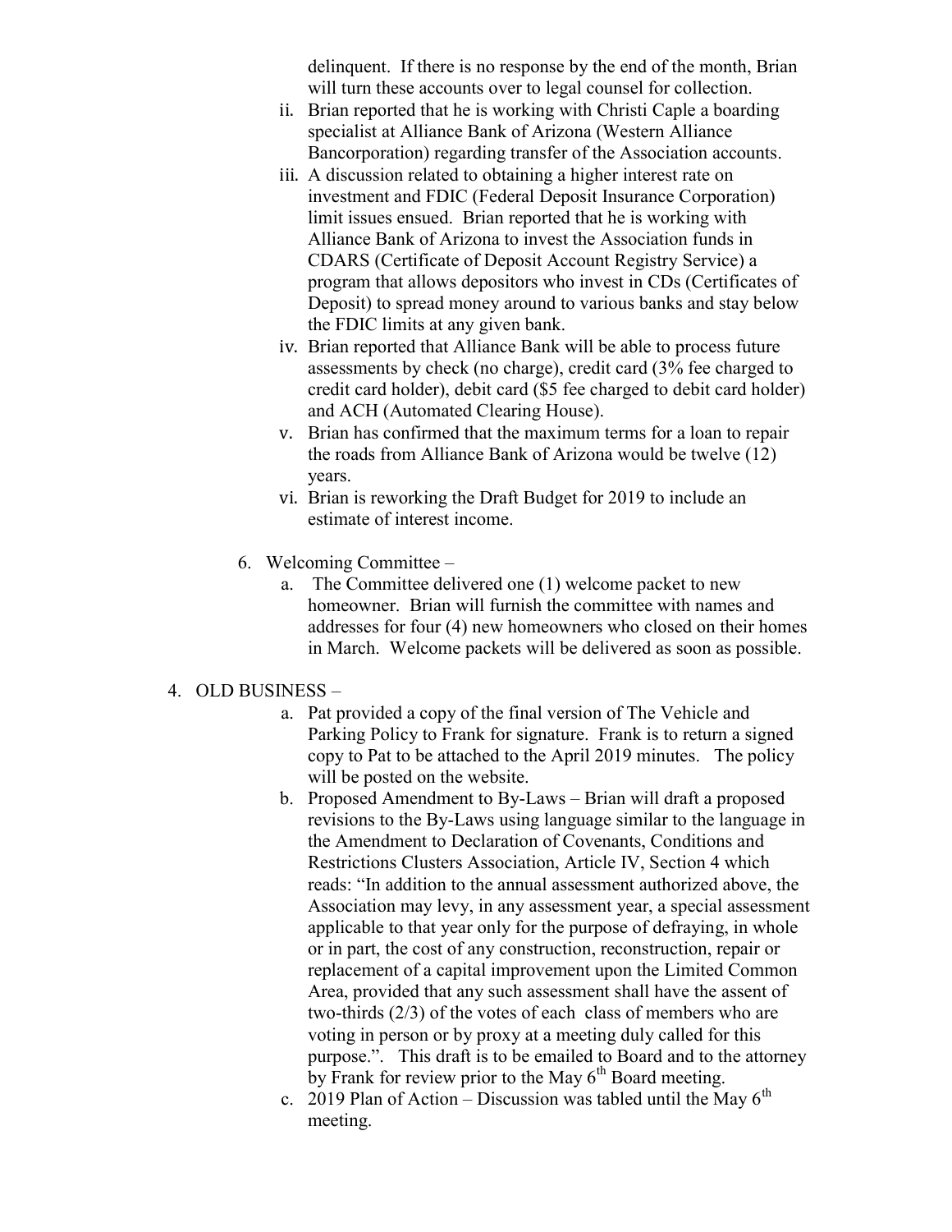delinquent. If there is no response by the end of the month, Brian will turn these accounts over to legal counsel for collection.

ii. Brian reported that he is working with Christi Caple a boarding specialist at Alliance Bank of Arizona (Western Alliance Bancorporation) regarding transfer of the Association accounts.

iii. A discussion related to obtaining a higher interest rate on investment and FDIC (Federal Deposit Insurance Corporation) limit issues ensued. Brian reported that he is working with Alliance Bank of Arizona to invest the Association funds in CDARS (Certificate of Deposit Account Registry Service) a program that allows depositors who invest in CDs (Certificates of Deposit) to spread money around to various banks and stay below the FDIC limits at any given bank.

iv. Brian reported that Alliance Bank will be able to process future assessments by check (no charge), credit card (3% fee charged to credit card holder), debit card ($5 fee charged to debit card holder) and ACH (Automated Clearing House).

v. Brian has confirmed that the maximum terms for a loan to repair the roads from Alliance Bank of Arizona would be twelve (12) years.

vi. Brian is reworking the Draft Budget for 2019 to include an estimate of interest income.

6. Welcoming Committee –
   a. The Committee delivered one (1) welcome packet to new homeowner. Brian will furnish the committee with names and addresses for four (4) new homeowners who closed on their homes in March. Welcome packets will be delivered as soon as possible.

4. OLD BUSINESS –
   a. Pat provided a copy of the final version of The Vehicle and Parking Policy to Frank for signature. Frank is to return a signed copy to Pat to be attached to the April 2019 minutes. The policy will be posted on the website.
   b. Proposed Amendment to By-Laws – Brian will draft a proposed revisions to the By-Laws using language similar to the language in the Amendment to Declaration of Covenants, Conditions and Restrictions Clusters Association, Article IV, Section 4 which reads: "In addition to the annual assessment authorized above, the Association may levy, in any assessment year, a special assessment applicable to that year only for the purpose of defraying, in whole or in part, the cost of any construction, reconstruction, repair or replacement of a capital improvement upon the Limited Common Area, provided that any such assessment shall have the assent of two-thirds (2/3) of the votes of each class of members who are voting in person or by proxy at a meeting duly called for this purpose.". This draft is to be emailed to Board and to the attorney by Frank for review prior to the May 6th Board meeting.
   c. 2019 Plan of Action – Discussion was tabled until the May 6th meeting.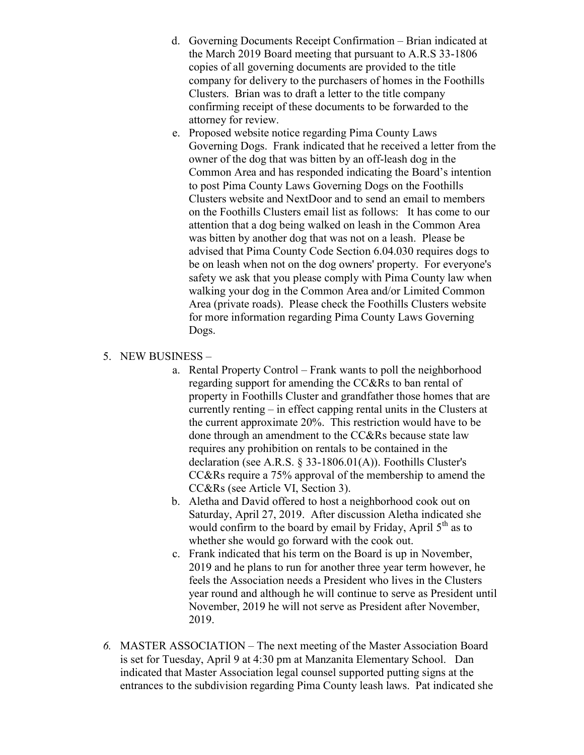d. Governing Documents Receipt Confirmation – Brian indicated at the March 2019 Board meeting that pursuant to A.R.S 33-1806 copies of all governing documents are provided to the title company for delivery to the purchasers of homes in the Foothills Clusters. Brian was to draft a letter to the title company confirming receipt of these documents to be forwarded to the attorney for review.

e. Proposed website notice regarding Pima County Laws Governing Dogs. Frank indicated that he received a letter from the owner of the dog that was bitten by an off-leash dog in the Common Area and has responded indicating the Board's intention to post Pima County Laws Governing Dogs on the Foothills Clusters website and NextDoor and to send an email to members on the Foothills Clusters email list as follows: It has come to our attention that a dog being walked on leash in the Common Area was bitten by another dog that was not on a leash. Please be advised that Pima County Code Section 6.04.030 requires dogs to be on leash when not on the dog owners' property. For everyone's safety we ask that you please comply with Pima County law when walking your dog in the Common Area and/or Limited Common Area (private roads). Please check the Foothills Clusters website for more information regarding Pima County Laws Governing Dogs.

5. NEW BUSINESS –

   a. Rental Property Control – Frank wants to poll the neighborhood regarding support for amending the CC&Rs to ban rental of property in Foothills Cluster and grandfather those homes that are currently renting – in effect capping rental units in the Clusters at the current approximate 20%. This restriction would have to be done through an amendment to the CC&Rs because state law requires any prohibition on rentals to be contained in the declaration (see A.R.S. § 33-1806.01(A)). Foothills Cluster's CC&Rs require a 75% approval of the membership to amend the CC&Rs (see Article VI, Section 3).

   b. Aletha and David offered to host a neighborhood cook out on Saturday, April 27, 2019. After discussion Aletha indicated she would confirm to the board by email by Friday, April 5th as to whether she would go forward with the cook out.

   c. Frank indicated that his term on the Board is up in November, 2019 and he plans to run for another three year term however, he feels the Association needs a President who lives in the Clusters year round and although he will continue to serve as President until November, 2019 he will not serve as President after November, 2019.

*6.* MASTER ASSOCIATION – The next meeting of the Master Association Board is set for Tuesday, April 9 at 4:30 pm at Manzanita Elementary School. Dan indicated that Master Association legal counsel supported putting signs at the entrances to the subdivision regarding Pima County leash laws. Pat indicated she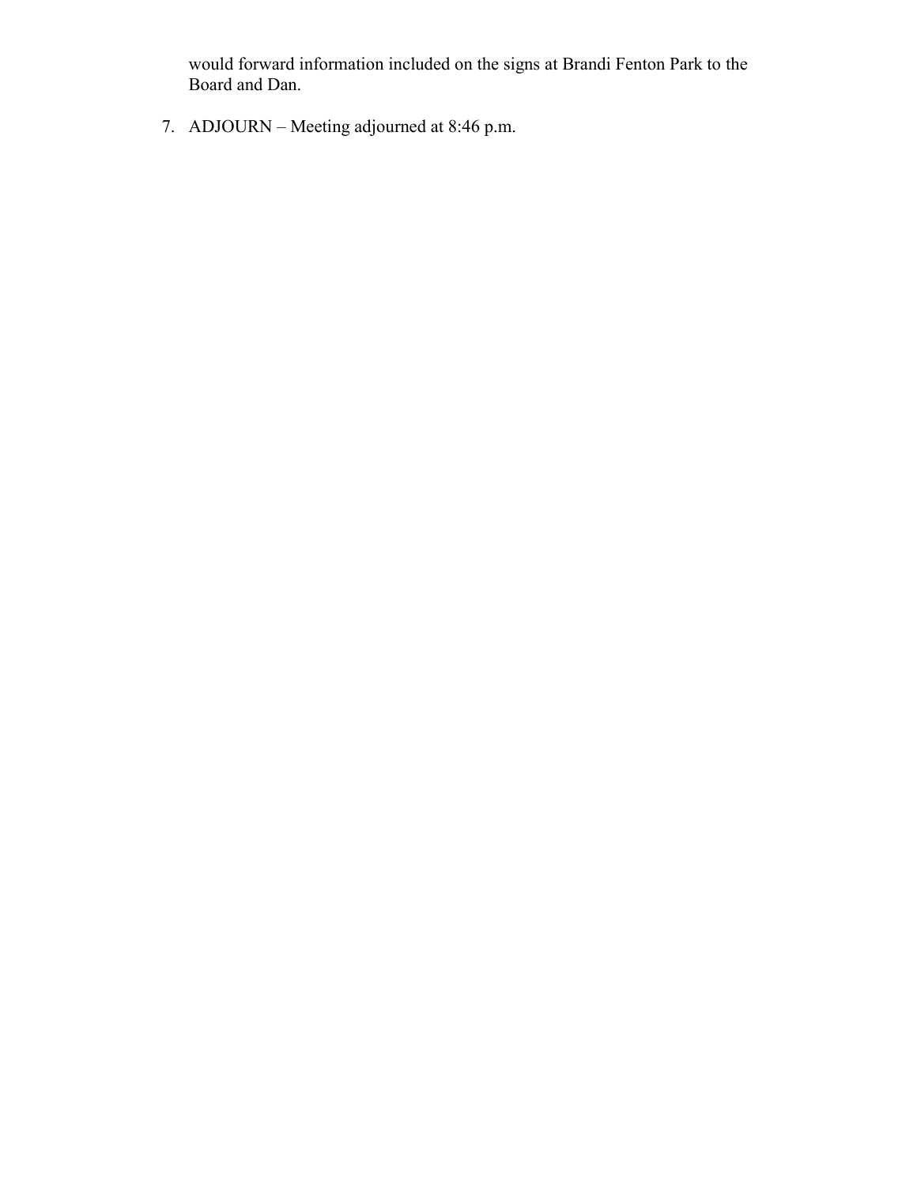would forward information included on the signs at Brandi Fenton Park to the Board and Dan.

7. ADJOURN – Meeting adjourned at 8:46 p.m.